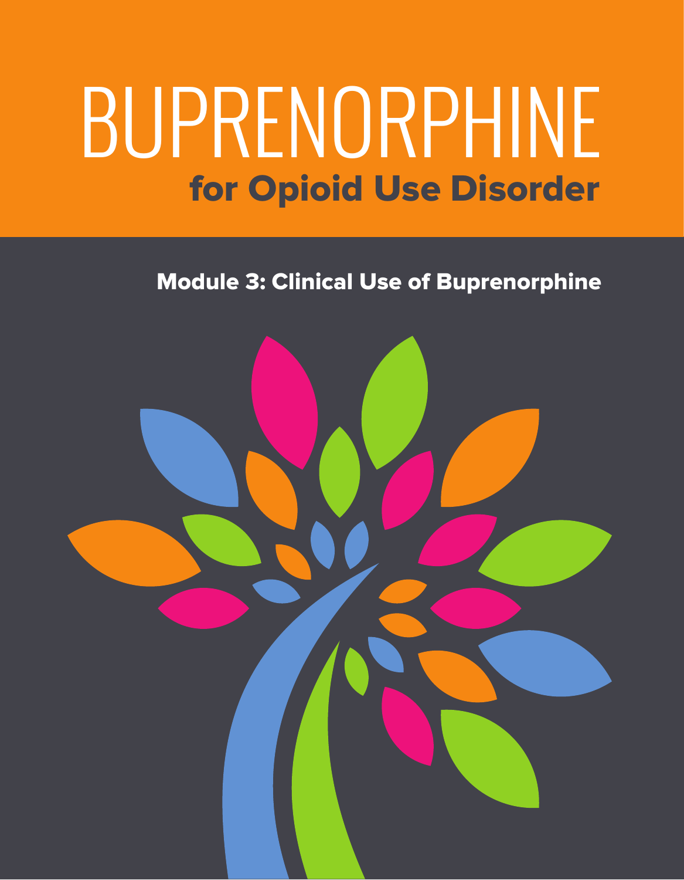# BUPRENORPHINE

## for Opioid Use Disorder

### Module 3: Clinical Use of Buprenorphine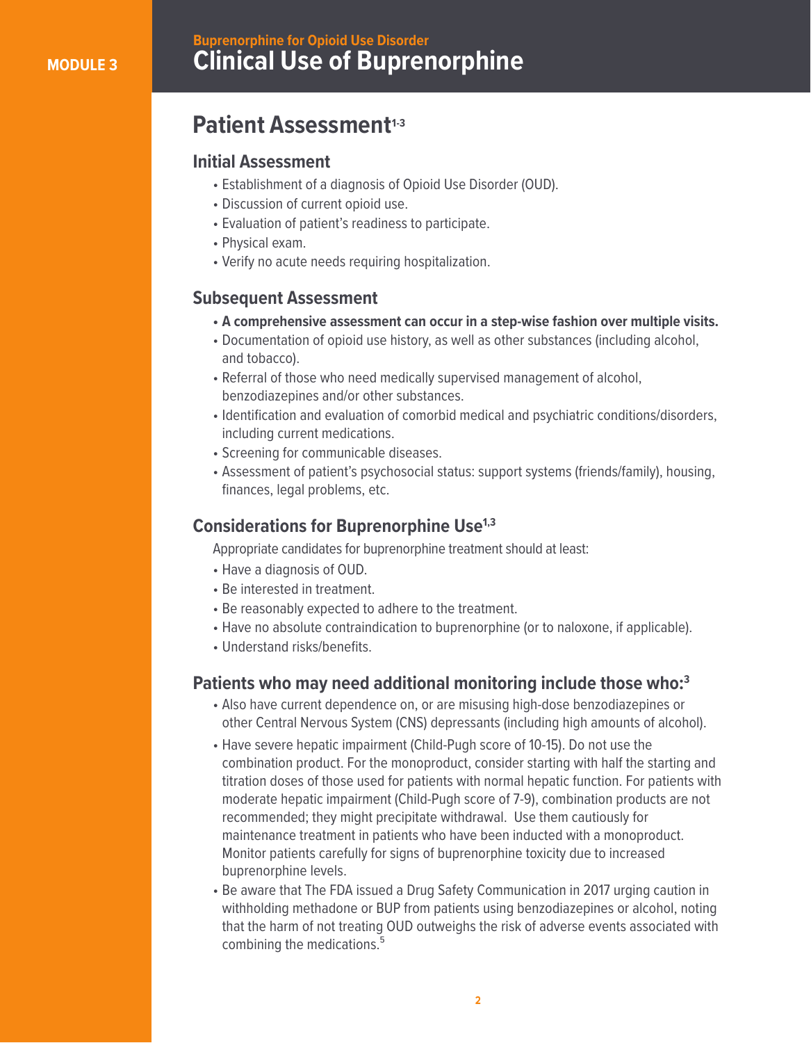## Patient Assessment[1-3]

### Initial Assessment

- Establishment of a diagnosis of Opioid Use Disorder (OUD).
- Discussion of current opioid use.
- Evaluation of patient's readiness to participate.
- Physical exam.
- Verify no acute needs requiring hospitalization.

### Subsequent Assessment

- **A comprehensive assessment can occur in a step-wise fashion over multiple visits.**
- Documentation of opioid use history, as well as other substances (including alcohol, and tobacco).
- Referral of those who need medically supervised management of alcohol, benzodiazepines and/or other substances.
- Identification and evaluation of comorbid medical and psychiatric conditions/disorders, including current medications.
- Screening for communicable diseases.
- Assessment of patient's psychosocial status: support systems (friends/family), housing, finances, legal problems, etc.

### Considerations for Buprenorphine Use[1,3]

Appropriate candidates for buprenorphine treatment should at least:

- Have a diagnosis of OUD.
- Be interested in treatment.
- Be reasonably expected to adhere to the treatment.
- Have no absolute contraindication to buprenorphine (or to naloxone, if applicable).
- Understand risks/benefits.

### Patients who may need additional monitoring include those who:[3]

- Also have current dependence on, or are misusing high-dose benzodiazepines or other Central Nervous System (CNS) depressants (including high amounts of alcohol).
- Have severe hepatic impairment (Child-Pugh score of 10-15). Do not use the combination product. For the monoproduct, consider starting with half the starting and titration doses of those used for patients with normal hepatic function. For patients with moderate hepatic impairment (Child-Pugh score of 7-9), combination products are not recommended; they might precipitate withdrawal. Use them cautiously for maintenance treatment in patients who have been inducted with a monoproduct. Monitor patients carefully for signs of buprenorphine toxicity due to increased buprenorphine levels.
- Be aware that The FDA issued a Drug Safety Communication in 2017 urging caution in withholding methadone or BUP from patients using benzodiazepines or alcohol, noting that the harm of not treating OUD outweighs the risk of adverse events associated with combining the medications.[5]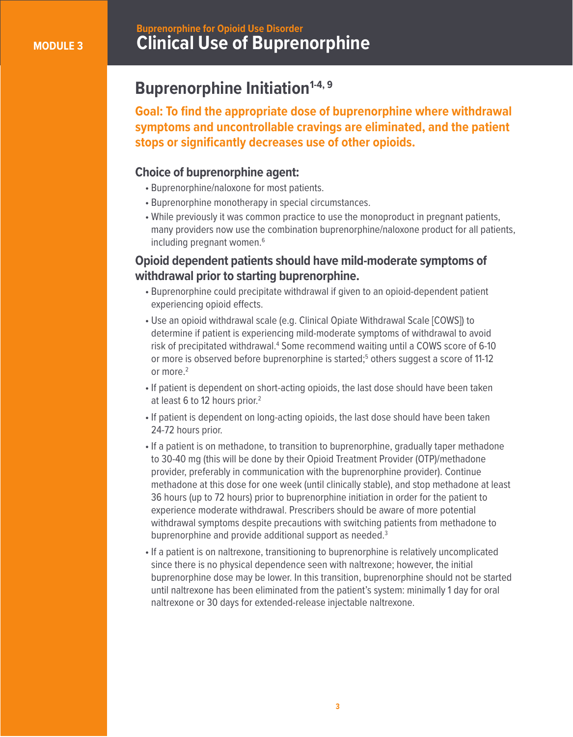## Buprenorphine Initiation[1-4, 9]

**Goal: To find the appropriate dose of buprenorphine where withdrawal symptoms and uncontrollable cravings are eliminated, and the patient stops or significantly decreases use of other opioids.**

### Choice of buprenorphine agent:

- Buprenorphine/naloxone for most patients.
- Buprenorphine monotherapy in special circumstances.
- While previously it was common practice to use the monoproduct in pregnant patients, many providers now use the combination buprenorphine/naloxone product for all patients, including pregnant women.[6]

### Opioid dependent patients should have mild-moderate symptoms of withdrawal prior to starting buprenorphine.

- Buprenorphine could precipitate withdrawal if given to an opioid-dependent patient experiencing opioid effects.
- Use an opioid withdrawal scale (e.g. Clinical Opiate Withdrawal Scale [COWS]) to determine if patient is experiencing mild-moderate symptoms of withdrawal to avoid risk of precipitated withdrawal.[4] Some recommend waiting until a COWS score of 6-10 or more is observed before buprenorphine is started;[5] others suggest a score of 11-12 or more.[2]
- If patient is dependent on short-acting opioids, the last dose should have been taken at least 6 to 12 hours prior.[2]
- If patient is dependent on long-acting opioids, the last dose should have been taken 24-72 hours prior.
- If a patient is on methadone, to transition to buprenorphine, gradually taper methadone to 30-40 mg (this will be done by their Opioid Treatment Provider (OTP)/methadone provider, preferably in communication with the buprenorphine provider). Continue methadone at this dose for one week (until clinically stable), and stop methadone at least 36 hours (up to 72 hours) prior to buprenorphine initiation in order for the patient to experience moderate withdrawal. Prescribers should be aware of more potential withdrawal symptoms despite precautions with switching patients from methadone to buprenorphine and provide additional support as needed.[3]
- If a patient is on naltrexone, transitioning to buprenorphine is relatively uncomplicated since there is no physical dependence seen with naltrexone; however, the initial buprenorphine dose may be lower. In this transition, buprenorphine should not be started until naltrexone has been eliminated from the patient's system: minimally 1 day for oral naltrexone or 30 days for extended-release injectable naltrexone.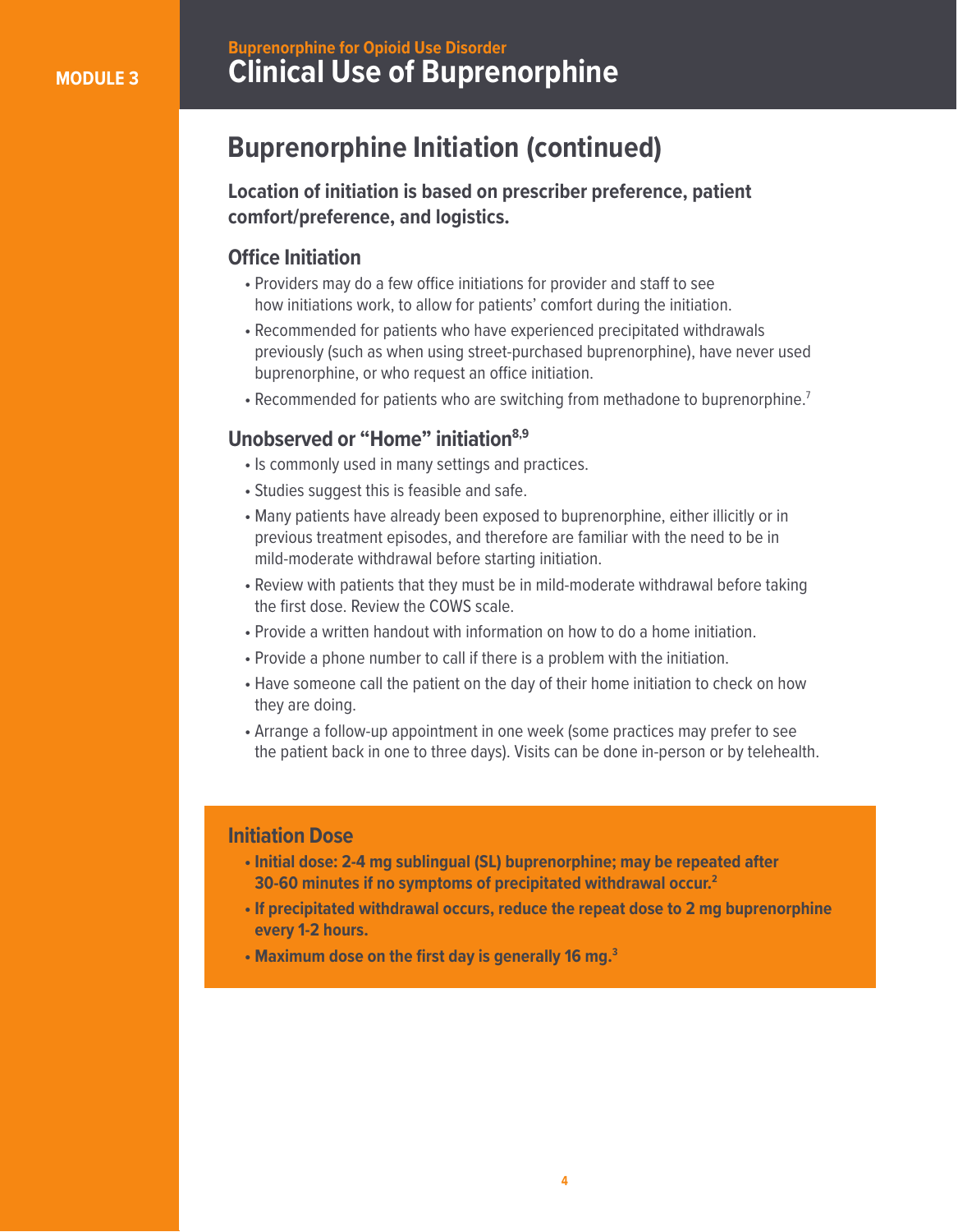MODULE 3

## Buprenorphine for Opioid Use Disorder

# Clinical Use of Buprenorphine

## Buprenorphine Initiation (continued)

**Location of initiation is based on prescriber preference, patient comfort/preference, and logistics.**

### Office Initiation

- Providers may do a few office initiations for provider and staff to see how initiations work, to allow for patients' comfort during the initiation.
- Recommended for patients who have experienced precipitated withdrawals previously (such as when using street-purchased buprenorphine), have never used buprenorphine, or who request an office initiation.
- Recommended for patients who are switching from methadone to buprenorphine.[7]

### Unobserved or "Home" initiation[8,9]

- Is commonly used in many settings and practices.
- Studies suggest this is feasible and safe.
- Many patients have already been exposed to buprenorphine, either illicitly or in previous treatment episodes, and therefore are familiar with the need to be in mild-moderate withdrawal before starting initiation.
- Review with patients that they must be in mild-moderate withdrawal before taking the first dose. Review the COWS scale.
- Provide a written handout with information on how to do a home initiation.
- Provide a phone number to call if there is a problem with the initiation.
- Have someone call the patient on the day of their home initiation to check on how they are doing.
- Arrange a follow-up appointment in one week (some practices may prefer to see the patient back in one to three days). Visits can be done in-person or by telehealth.

### Initiation Dose

- **Initial dose: 2-4 mg sublingual (SL) buprenorphine; may be repeated after 30-60 minutes if no symptoms of precipitated withdrawal occur.[2]**
- **If precipitated withdrawal occurs, reduce the repeat dose to 2 mg buprenorphine every 1-2 hours.**
- **Maximum dose on the first day is generally 16 mg.[3]**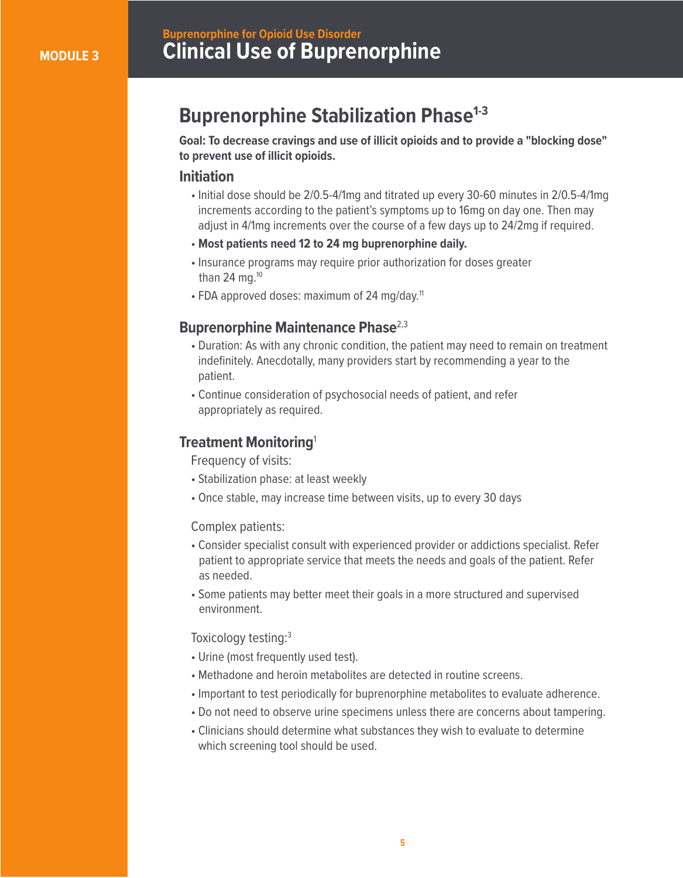# Buprenorphine Stabilization Phase[1-3]

**Goal: To decrease cravings and use of illicit opioids and to provide a "blocking dose" to prevent use of illicit opioids.**

### Initiation

- Initial dose should be 2/0.5-4/1mg and titrated up every 30-60 minutes in 2/0.5-4/1mg increments according to the patient's symptoms up to 16mg on day one. Then may adjust in 4/1mg increments over the course of a few days up to 24/2mg if required.
- **Most patients need 12 to 24 mg buprenorphine daily.**
- Insurance programs may require prior authorization for doses greater than 24 mg.[10]
- FDA approved doses: maximum of 24 mg/day.[11]

## Buprenorphine Maintenance Phase[2,3]

- Duration: As with any chronic condition, the patient may need to remain on treatment indefinitely. Anecdotally, many providers start by recommending a year to the patient.
- Continue consideration of psychosocial needs of patient, and refer appropriately as required.

## Treatment Monitoring[1]

Frequency of visits:

- Stabilization phase: at least weekly
- Once stable, may increase time between visits, up to every 30 days

Complex patients:

- Consider specialist consult with experienced provider or addictions specialist. Refer patient to appropriate service that meets the needs and goals of the patient. Refer as needed.
- Some patients may better meet their goals in a more structured and supervised environment.

Toxicology testing:[3]

- Urine (most frequently used test).
- Methadone and heroin metabolites are detected in routine screens.
- Important to test periodically for buprenorphine metabolites to evaluate adherence.
- Do not need to observe urine specimens unless there are concerns about tampering.
- Clinicians should determine what substances they wish to evaluate to determine which screening tool should be used.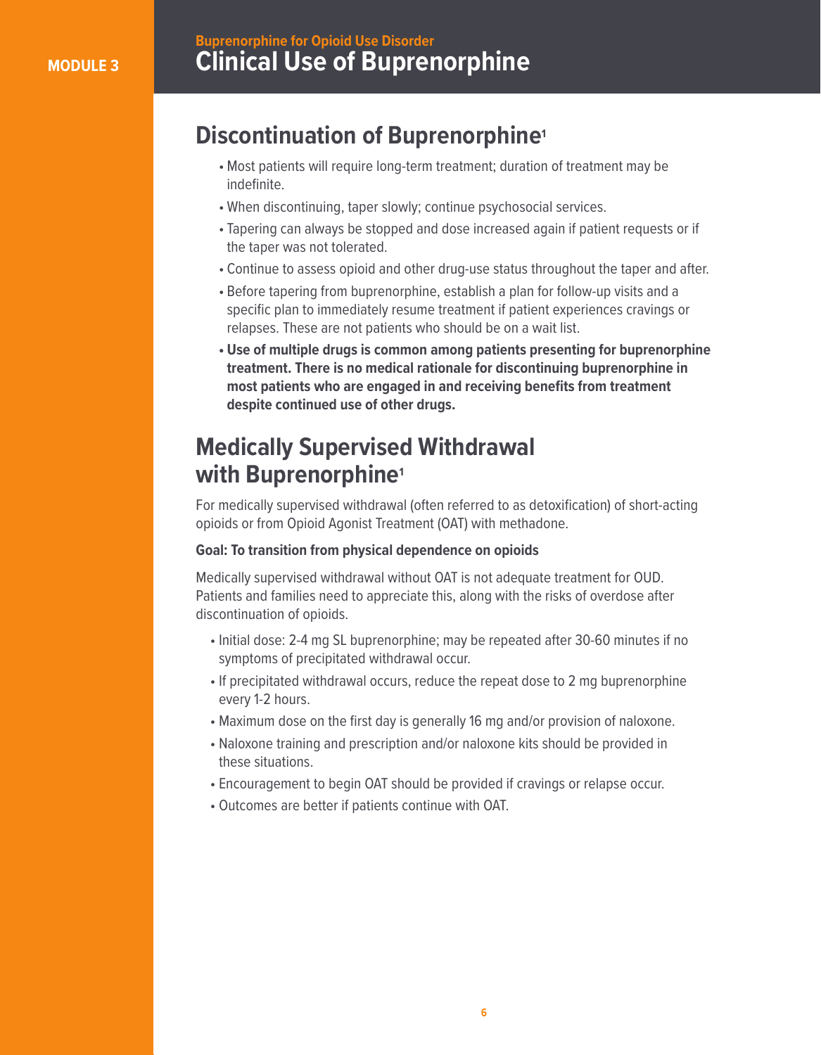## Discontinuation of Buprenorphine[1]

- Most patients will require long-term treatment; duration of treatment may be indefinite.
- When discontinuing, taper slowly; continue psychosocial services.
- Tapering can always be stopped and dose increased again if patient requests or if the taper was not tolerated.
- Continue to assess opioid and other drug-use status throughout the taper and after.
- Before tapering from buprenorphine, establish a plan for follow-up visits and a specific plan to immediately resume treatment if patient experiences cravings or relapses. These are not patients who should be on a wait list.
- **Use of multiple drugs is common among patients presenting for buprenorphine treatment. There is no medical rationale for discontinuing buprenorphine in most patients who are engaged in and receiving benefits from treatment despite continued use of other drugs.**

## Medically Supervised Withdrawal with Buprenorphine[1]

For medically supervised withdrawal (often referred to as detoxification) of short-acting opioids or from Opioid Agonist Treatment (OAT) with methadone.

**Goal: To transition from physical dependence on opioids**

Medically supervised withdrawal without OAT is not adequate treatment for OUD. Patients and families need to appreciate this, along with the risks of overdose after discontinuation of opioids.

- Initial dose: 2-4 mg SL buprenorphine; may be repeated after 30-60 minutes if no symptoms of precipitated withdrawal occur.
- If precipitated withdrawal occurs, reduce the repeat dose to 2 mg buprenorphine every 1-2 hours.
- Maximum dose on the first day is generally 16 mg and/or provision of naloxone.
- Naloxone training and prescription and/or naloxone kits should be provided in these situations.
- Encouragement to begin OAT should be provided if cravings or relapse occur.
- Outcomes are better if patients continue with OAT.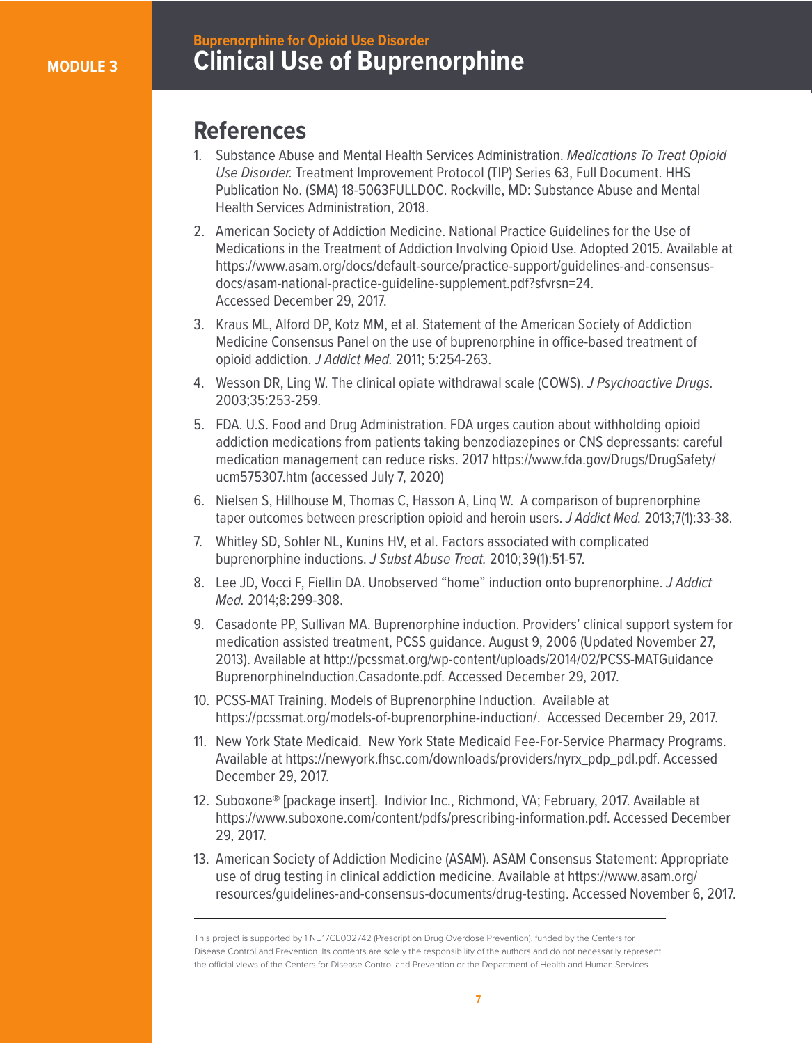## References

1. Substance Abuse and Mental Health Services Administration. *Medications To Treat Opioid Use Disorder.* Treatment Improvement Protocol (TIP) Series 63, Full Document. HHS Publication No. (SMA) 18-5063FULLDOC. Rockville, MD: Substance Abuse and Mental Health Services Administration, 2018.
2. American Society of Addiction Medicine. National Practice Guidelines for the Use of Medications in the Treatment of Addiction Involving Opioid Use. Adopted 2015. Available at https://www.asam.org/docs/default-source/practice-support/guidelines-and-consensus-docs/asam-national-practice-guideline-supplement.pdf?sfvrsn=24. Accessed December 29, 2017.
3. Kraus ML, Alford DP, Kotz MM, et al. Statement of the American Society of Addiction Medicine Consensus Panel on the use of buprenorphine in office-based treatment of opioid addiction. *J Addict Med.* 2011; 5:254-263.
4. Wesson DR, Ling W. The clinical opiate withdrawal scale (COWS). *J Psychoactive Drugs.* 2003;35:253-259.
5. FDA. U.S. Food and Drug Administration. FDA urges caution about withholding opioid addiction medications from patients taking benzodiazepines or CNS depressants: careful medication management can reduce risks. 2017 https://www.fda.gov/Drugs/DrugSafety/ucm575307.htm (accessed July 7, 2020)
6. Nielsen S, Hillhouse M, Thomas C, Hasson A, Linq W. A comparison of buprenorphine taper outcomes between prescription opioid and heroin users. *J Addict Med.* 2013;7(1):33-38.
7. Whitley SD, Sohler NL, Kunins HV, et al. Factors associated with complicated buprenorphine inductions. *J Subst Abuse Treat.* 2010;39(1):51-57.
8. Lee JD, Vocci F, Fiellin DA. Unobserved "home" induction onto buprenorphine. *J Addict Med.* 2014;8:299-308.
9. Casadonte PP, Sullivan MA. Buprenorphine induction. Providers' clinical support system for medication assisted treatment, PCSS guidance. August 9, 2006 (Updated November 27, 2013). Available at http://pcssmat.org/wp-content/uploads/2014/02/PCSS-MATGuidance BuprenorphineInduction.Casadonte.pdf. Accessed December 29, 2017.
10. PCSS-MAT Training. Models of Buprenorphine Induction. Available at https://pcssmat.org/models-of-buprenorphine-induction/. Accessed December 29, 2017.
11. New York State Medicaid. New York State Medicaid Fee-For-Service Pharmacy Programs. Available at https://newyork.fhsc.com/downloads/providers/nyrx_pdp_pdl.pdf. Accessed December 29, 2017.
12. Suboxone® [package insert]. Indivior Inc., Richmond, VA; February, 2017. Available at https://www.suboxone.com/content/pdfs/prescribing-information.pdf. Accessed December 29, 2017.
13. American Society of Addiction Medicine (ASAM). ASAM Consensus Statement: Appropriate use of drug testing in clinical addiction medicine. Available at https://www.asam.org/resources/guidelines-and-consensus-documents/drug-testing. Accessed November 6, 2017.

---

This project is supported by 1 NU17CE002742 (Prescription Drug Overdose Prevention), funded by the Centers for Disease Control and Prevention. Its contents are solely the responsibility of the authors and do not necessarily represent the official views of the Centers for Disease Control and Prevention or the Department of Health and Human Services.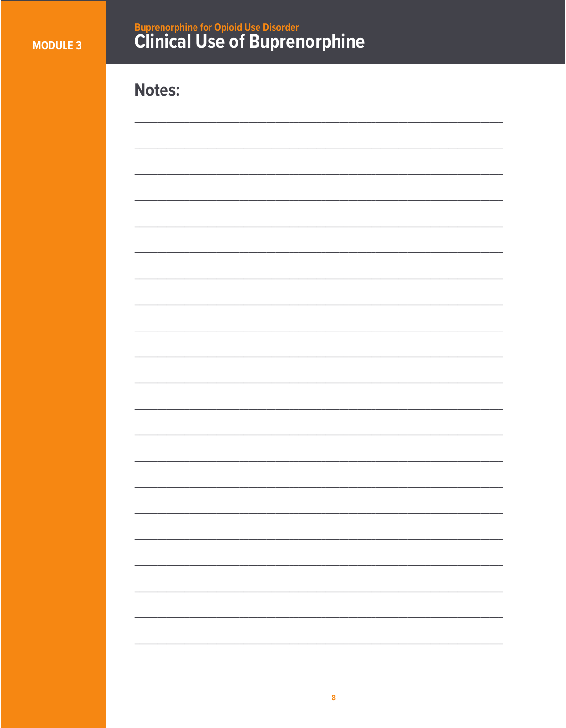## Notes: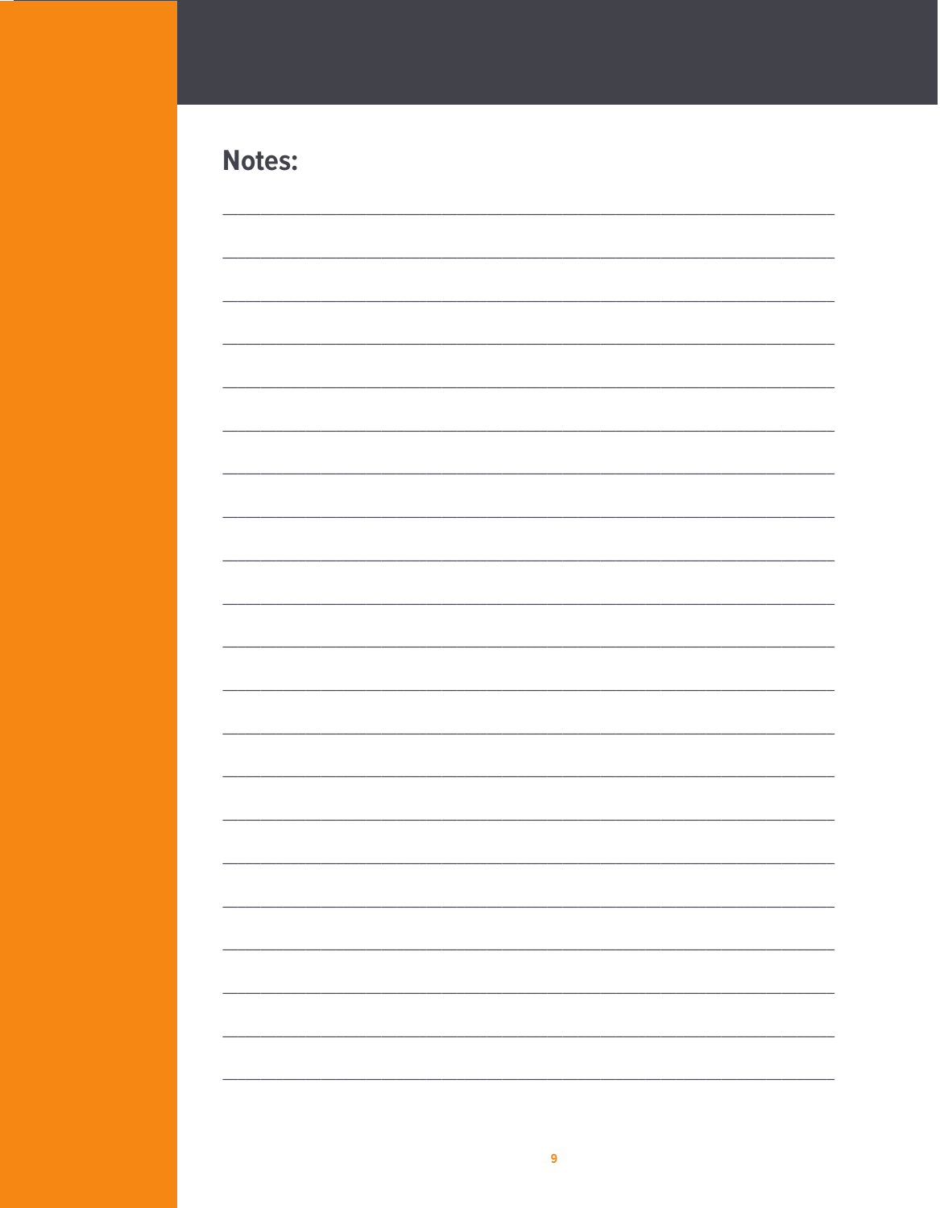## Notes: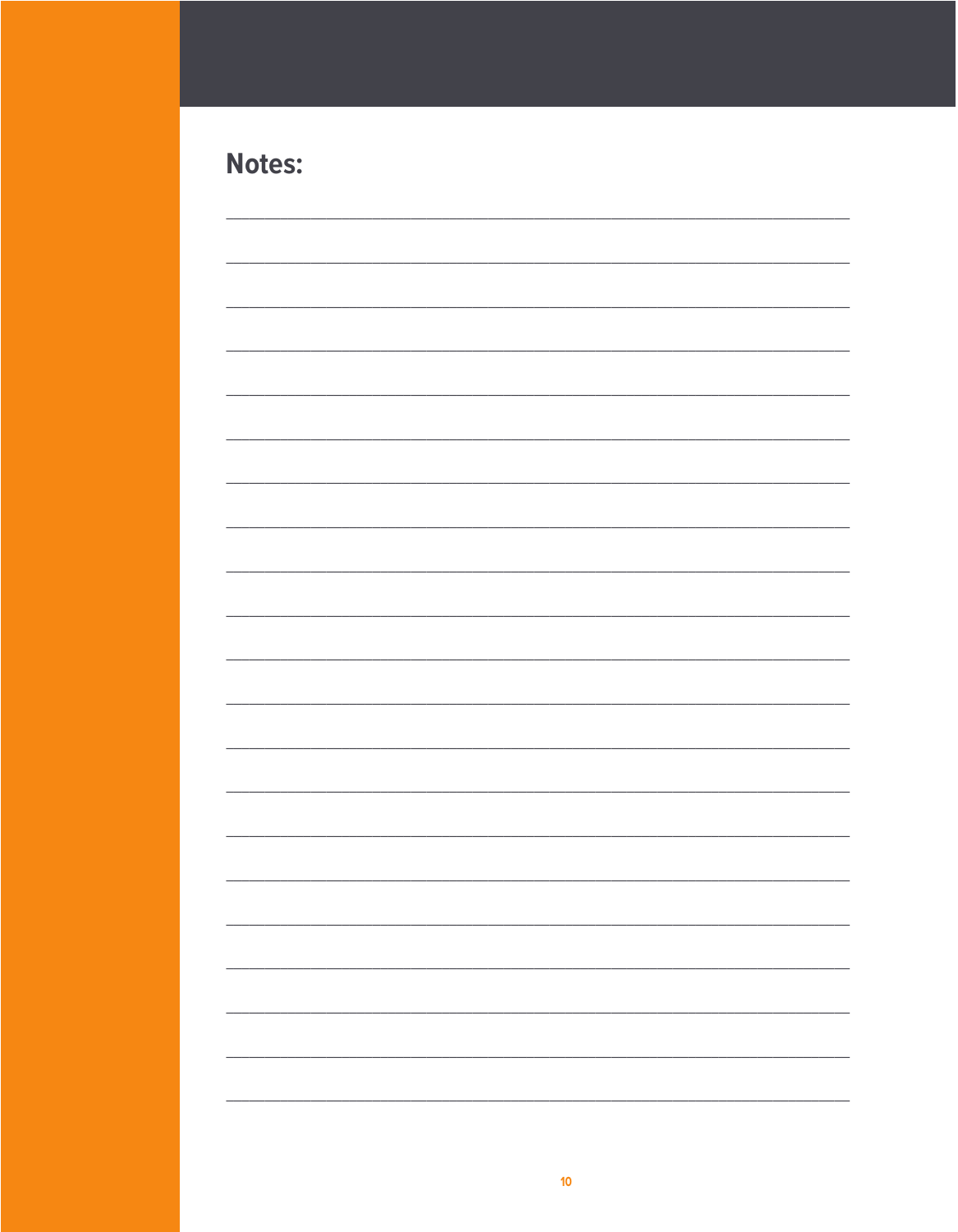## Notes:

______________________________________________________________________

______________________________________________________________________

______________________________________________________________________

______________________________________________________________________

______________________________________________________________________

______________________________________________________________________

______________________________________________________________________

______________________________________________________________________

______________________________________________________________________

______________________________________________________________________

______________________________________________________________________

______________________________________________________________________

______________________________________________________________________

______________________________________________________________________

______________________________________________________________________

______________________________________________________________________

______________________________________________________________________

______________________________________________________________________

______________________________________________________________________

______________________________________________________________________

______________________________________________________________________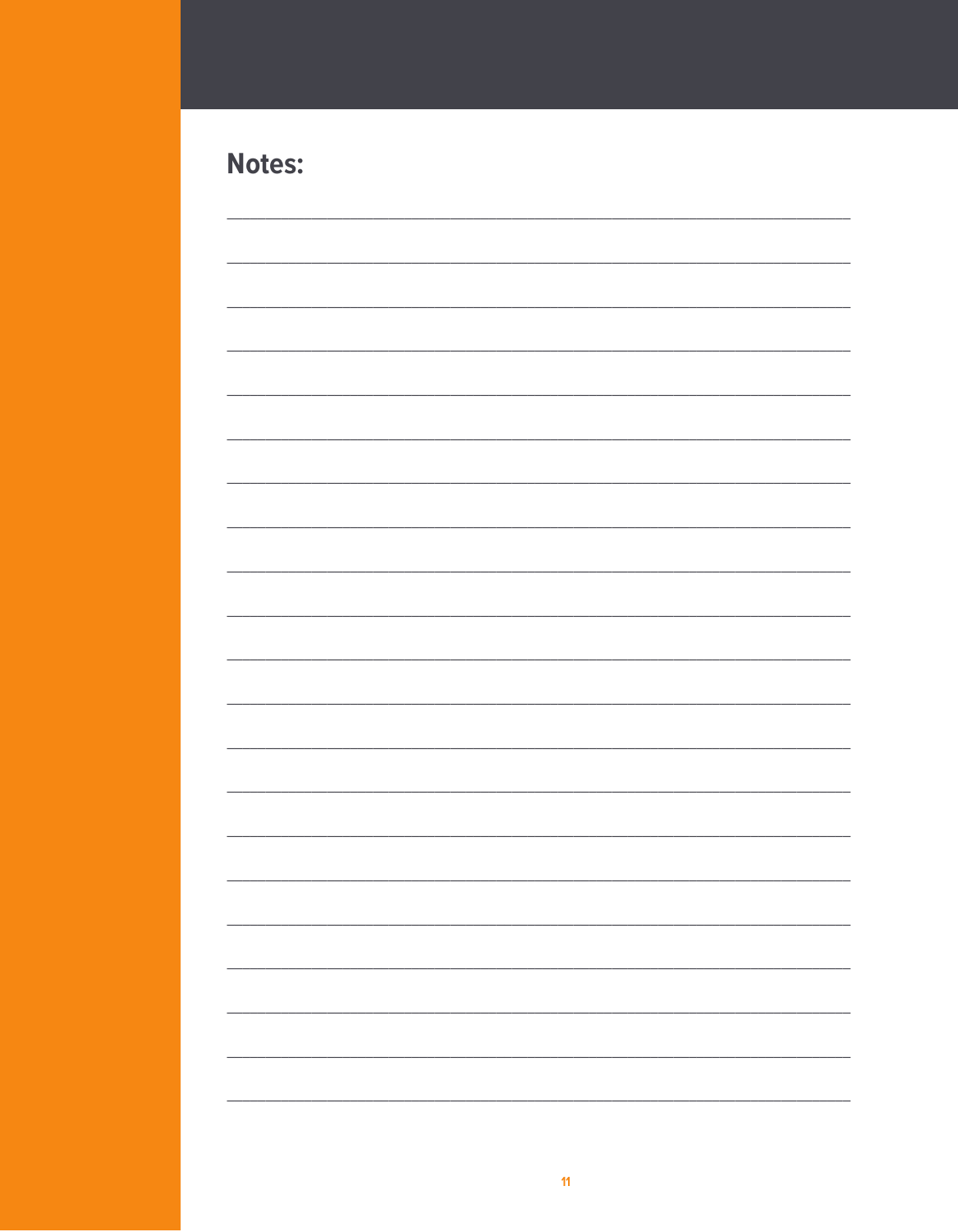## Notes:

_______________________________________________________________

_______________________________________________________________

_______________________________________________________________

_______________________________________________________________

_______________________________________________________________

_______________________________________________________________

_______________________________________________________________

_______________________________________________________________

_______________________________________________________________

_______________________________________________________________

_______________________________________________________________

_______________________________________________________________

_______________________________________________________________

_______________________________________________________________

_______________________________________________________________

_______________________________________________________________

_______________________________________________________________

_______________________________________________________________

_______________________________________________________________

_______________________________________________________________

_______________________________________________________________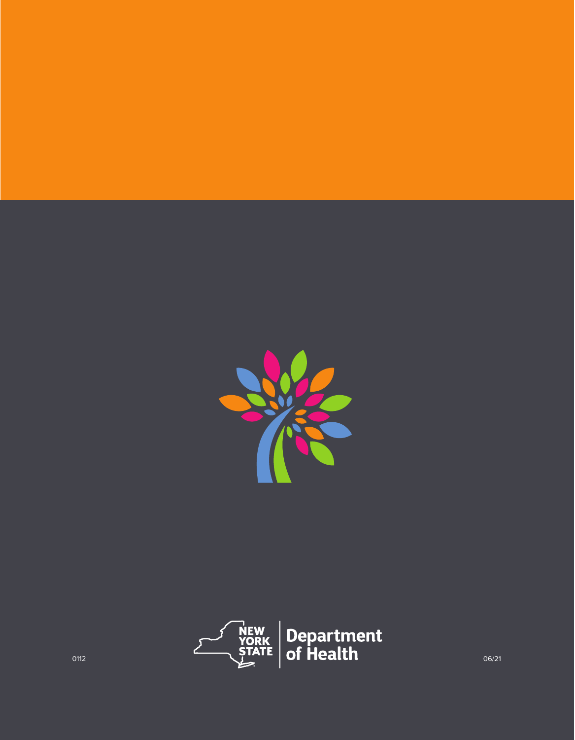0112

NEW YORK STATE | Department of Health

06/21